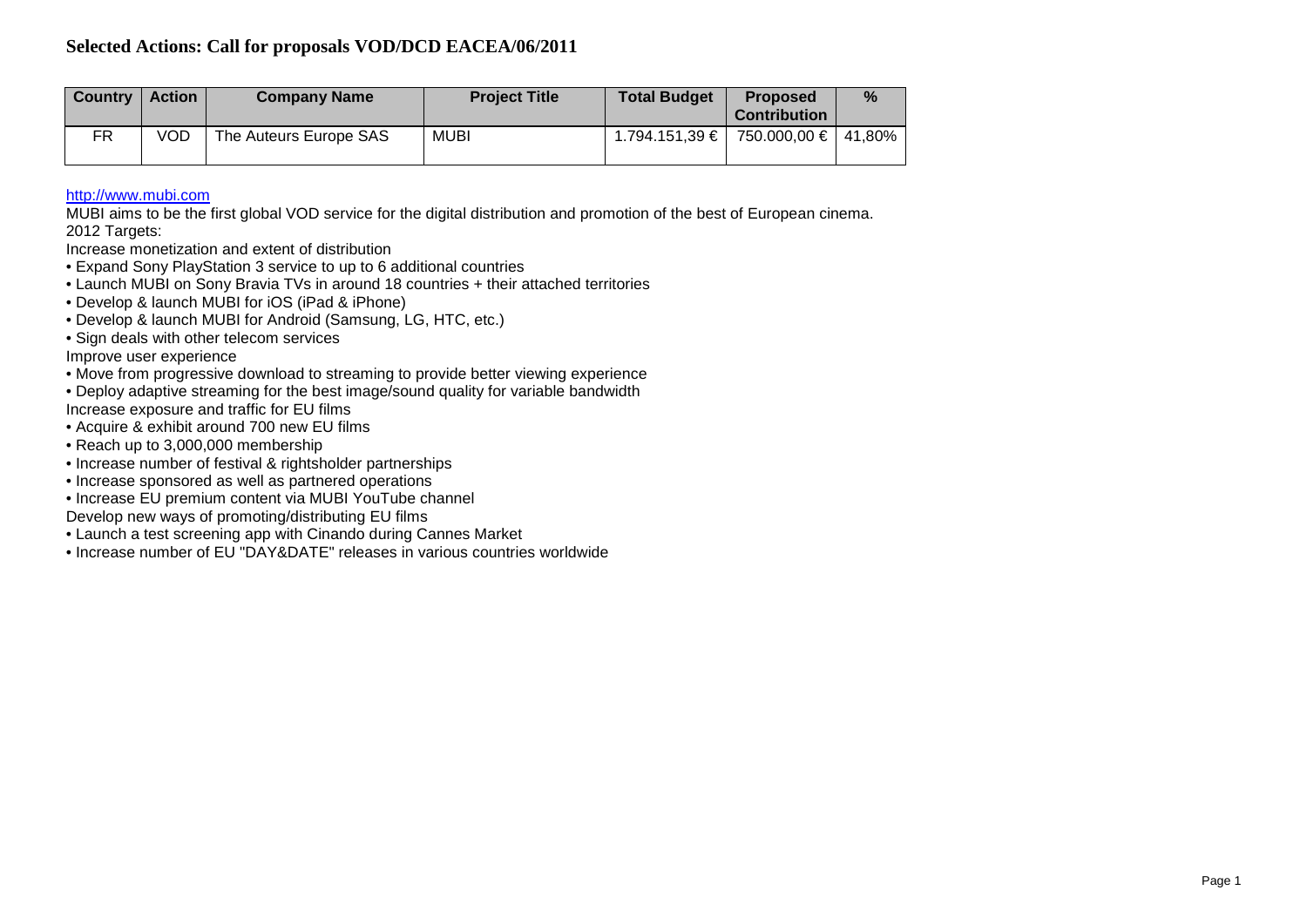## Selected Actions: Call for proposals VOD/DCD EACEA/06/2011

| Country | Action | Company Name | Project Title | Total Budget | Proposed Contribution | % |
|---|---|---|---|---|---|---|
| FR | VOD | The Auteurs Europe SAS | MUBI | 1.794.151,39 € | 750.000,00 € | 41,80% |

http://www.mubi.com

MUBI aims to be the first global VOD service for the digital distribution and promotion of the best of European cinema.
2012 Targets:

Increase monetization and extent of distribution

- Expand Sony PlayStation 3 service to up to 6 additional countries
- Launch MUBI on Sony Bravia TVs in around 18 countries + their attached territories
- Develop & launch MUBI for iOS (iPad & iPhone)
- Develop & launch MUBI for Android (Samsung, LG, HTC, etc.)
- Sign deals with other telecom services

Improve user experience

- Move from progressive download to streaming to provide better viewing experience
- Deploy adaptive streaming for the best image/sound quality for variable bandwidth

Increase exposure and traffic for EU films

- Acquire & exhibit around 700 new EU films
- Reach up to 3,000,000 membership
- Increase number of festival & rightsholder partnerships
- Increase sponsored as well as partnered operations
- Increase EU premium content via MUBI YouTube channel

Develop new ways of promoting/distributing EU films

- Launch a test screening app with Cinando during Cannes Market
- Increase number of EU "DAY&DATE" releases in various countries worldwide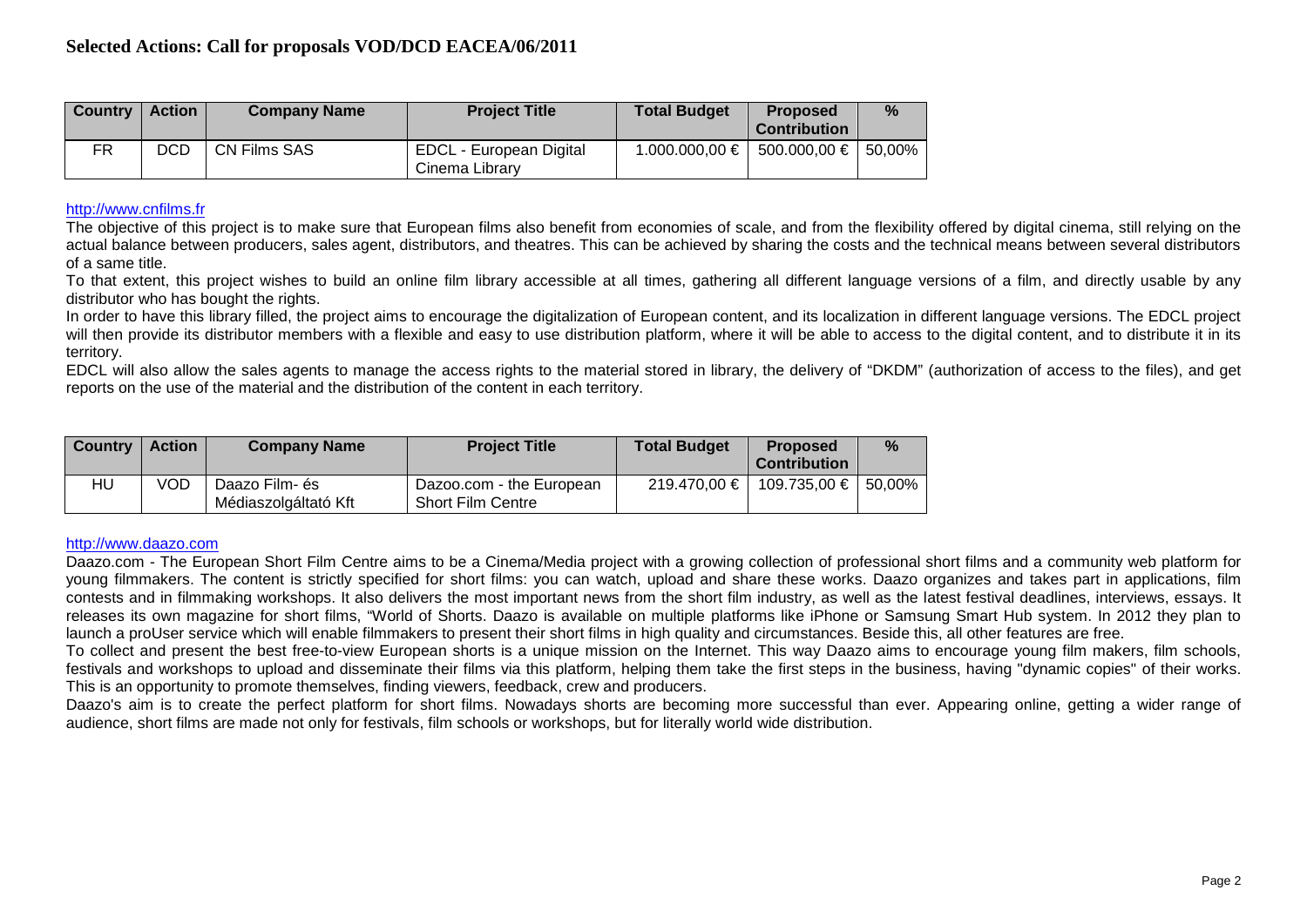# Selected Actions: Call for proposals VOD/DCD EACEA/06/2011

| Country | Action | Company Name | Project Title | Total Budget | Proposed Contribution | % |
|---|---|---|---|---|---|---|
| FR | DCD | CN Films SAS | EDCL - European Digital Cinema Library | 1.000.000,00 € | 500.000,00 € | 50,00% |

http://www.cnfilms.fr

The objective of this project is to make sure that European films also benefit from economies of scale, and from the flexibility offered by digital cinema, still relying on the actual balance between producers, sales agent, distributors, and theatres. This can be achieved by sharing the costs and the technical means between several distributors of a same title.

To that extent, this project wishes to build an online film library accessible at all times, gathering all different language versions of a film, and directly usable by any distributor who has bought the rights.

In order to have this library filled, the project aims to encourage the digitalization of European content, and its localization in different language versions. The EDCL project will then provide its distributor members with a flexible and easy to use distribution platform, where it will be able to access to the digital content, and to distribute it in its territory.

EDCL will also allow the sales agents to manage the access rights to the material stored in library, the delivery of "DKDM" (authorization of access to the files), and get reports on the use of the material and the distribution of the content in each territory.

| Country | Action | Company Name | Project Title | Total Budget | Proposed Contribution | % |
|---|---|---|---|---|---|---|
| HU | VOD | Daazo Film- és Médiaszolgáltató Kft | Dazoo.com - the European Short Film Centre | 219.470,00 € | 109.735,00 € | 50,00% |

http://www.daazo.com

Daazo.com - The European Short Film Centre aims to be a Cinema/Media project with a growing collection of professional short films and a community web platform for young filmmakers. The content is strictly specified for short films: you can watch, upload and share these works. Daazo organizes and takes part in applications, film contests and in filmmaking workshops. It also delivers the most important news from the short film industry, as well as the latest festival deadlines, interviews, essays. It releases its own magazine for short films, "World of Shorts. Daazo is available on multiple platforms like iPhone or Samsung Smart Hub system. In 2012 they plan to launch a proUser service which will enable filmmakers to present their short films in high quality and circumstances. Beside this, all other features are free.

To collect and present the best free-to-view European shorts is a unique mission on the Internet. This way Daazo aims to encourage young film makers, film schools, festivals and workshops to upload and disseminate their films via this platform, helping them take the first steps in the business, having "dynamic copies" of their works. This is an opportunity to promote themselves, finding viewers, feedback, crew and producers.

Daazo's aim is to create the perfect platform for short films. Nowadays shorts are becoming more successful than ever. Appearing online, getting a wider range of audience, short films are made not only for festivals, film schools or workshops, but for literally world wide distribution.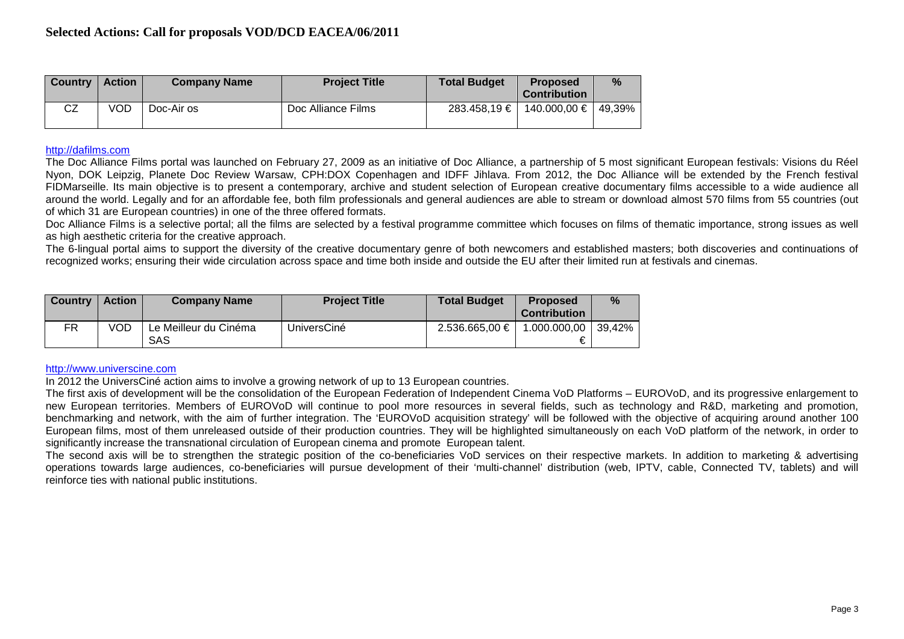## Selected Actions: Call for proposals VOD/DCD EACEA/06/2011

| Country | Action | Company Name | Project Title | Total Budget | Proposed Contribution | % |
|---|---|---|---|---|---|---|
| CZ | VOD | Doc-Air os | Doc Alliance Films | 283.458,19 € | 140.000,00 € | 49,39% |

http://dafilms.com

The Doc Alliance Films portal was launched on February 27, 2009 as an initiative of Doc Alliance, a partnership of 5 most significant European festivals: Visions du Réel Nyon, DOK Leipzig, Planete Doc Review Warsaw, CPH:DOX Copenhagen and IDFF Jihlava. From 2012, the Doc Alliance will be extended by the French festival FIDMarseille. Its main objective is to present a contemporary, archive and student selection of European creative documentary films accessible to a wide audience all around the world. Legally and for an affordable fee, both film professionals and general audiences are able to stream or download almost 570 films from 55 countries (out of which 31 are European countries) in one of the three offered formats.

Doc Alliance Films is a selective portal; all the films are selected by a festival programme committee which focuses on films of thematic importance, strong issues as well as high aesthetic criteria for the creative approach.

The 6-lingual portal aims to support the diversity of the creative documentary genre of both newcomers and established masters; both discoveries and continuations of recognized works; ensuring their wide circulation across space and time both inside and outside the EU after their limited run at festivals and cinemas.

| Country | Action | Company Name | Project Title | Total Budget | Proposed Contribution | % |
|---|---|---|---|---|---|---|
| FR | VOD | Le Meilleur du Cinéma SAS | UniversCiné | 2.536.665,00 € | 1.000.000,00 € | 39,42% |

http://www.universcine.com

In 2012 the UniversCiné action aims to involve a growing network of up to 13 European countries.

The first axis of development will be the consolidation of the European Federation of Independent Cinema VoD Platforms – EUROVoD, and its progressive enlargement to new European territories. Members of EUROVoD will continue to pool more resources in several fields, such as technology and R&D, marketing and promotion, benchmarking and network, with the aim of further integration. The 'EUROVoD acquisition strategy' will be followed with the objective of acquiring around another 100 European films, most of them unreleased outside of their production countries. They will be highlighted simultaneously on each VoD platform of the network, in order to significantly increase the transnational circulation of European cinema and promote European talent.

The second axis will be to strengthen the strategic position of the co-beneficiaries VoD services on their respective markets. In addition to marketing & advertising operations towards large audiences, co-beneficiaries will pursue development of their 'multi-channel' distribution (web, IPTV, cable, Connected TV, tablets) and will reinforce ties with national public institutions.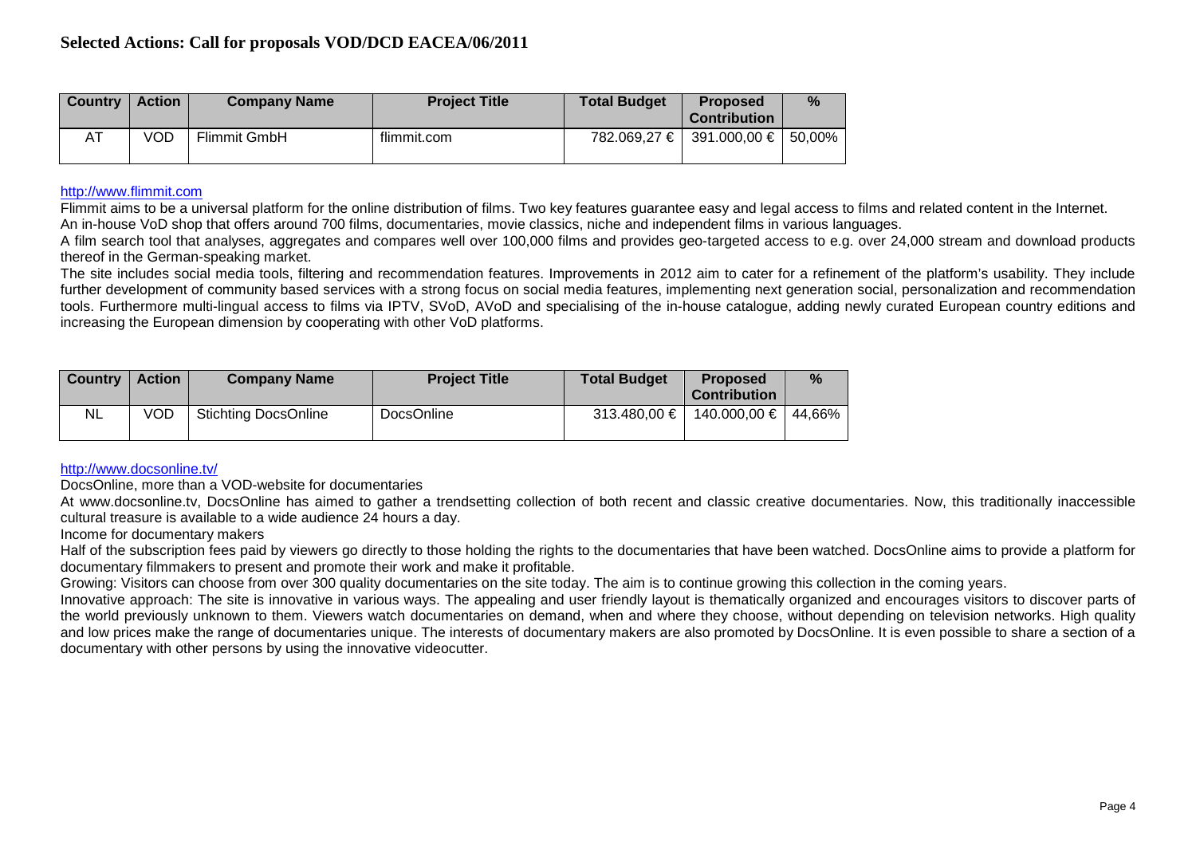# Selected Actions: Call for proposals VOD/DCD EACEA/06/2011

| Country | Action | Company Name | Project Title | Total Budget | Proposed Contribution | % |
|---|---|---|---|---|---|---|
| AT | VOD | Flimmit GmbH | flimmit.com | 782.069,27 € | 391.000,00 € | 50,00% |

http://www.flimmit.com

Flimmit aims to be a universal platform for the online distribution of films. Two key features guarantee easy and legal access to films and related content in the Internet.
An in-house VoD shop that offers around 700 films, documentaries, movie classics, niche and independent films in various languages.
A film search tool that analyses, aggregates and compares well over 100,000 films and provides geo-targeted access to e.g. over 24,000 stream and download products thereof in the German-speaking market.
The site includes social media tools, filtering and recommendation features. Improvements in 2012 aim to cater for a refinement of the platform's usability. They include further development of community based services with a strong focus on social media features, implementing next generation social, personalization and recommendation tools. Furthermore multi-lingual access to films via IPTV, SVoD, AVoD and specialising of the in-house catalogue, adding newly curated European country editions and increasing the European dimension by cooperating with other VoD platforms.

| Country | Action | Company Name | Project Title | Total Budget | Proposed Contribution | % |
|---|---|---|---|---|---|---|
| NL | VOD | Stichting DocsOnline | DocsOnline | 313.480,00 € | 140.000,00 € | 44,66% |

http://www.docsonline.tv/

DocsOnline, more than a VOD-website for documentaries

At www.docsonline.tv, DocsOnline has aimed to gather a trendsetting collection of both recent and classic creative documentaries. Now, this traditionally inaccessible cultural treasure is available to a wide audience 24 hours a day.

Income for documentary makers

Half of the subscription fees paid by viewers go directly to those holding the rights to the documentaries that have been watched. DocsOnline aims to provide a platform for documentary filmmakers to present and promote their work and make it profitable.

Growing: Visitors can choose from over 300 quality documentaries on the site today. The aim is to continue growing this collection in the coming years.

Innovative approach: The site is innovative in various ways. The appealing and user friendly layout is thematically organized and encourages visitors to discover parts of the world previously unknown to them. Viewers watch documentaries on demand, when and where they choose, without depending on television networks. High quality and low prices make the range of documentaries unique. The interests of documentary makers are also promoted by DocsOnline. It is even possible to share a section of a documentary with other persons by using the innovative videocutter.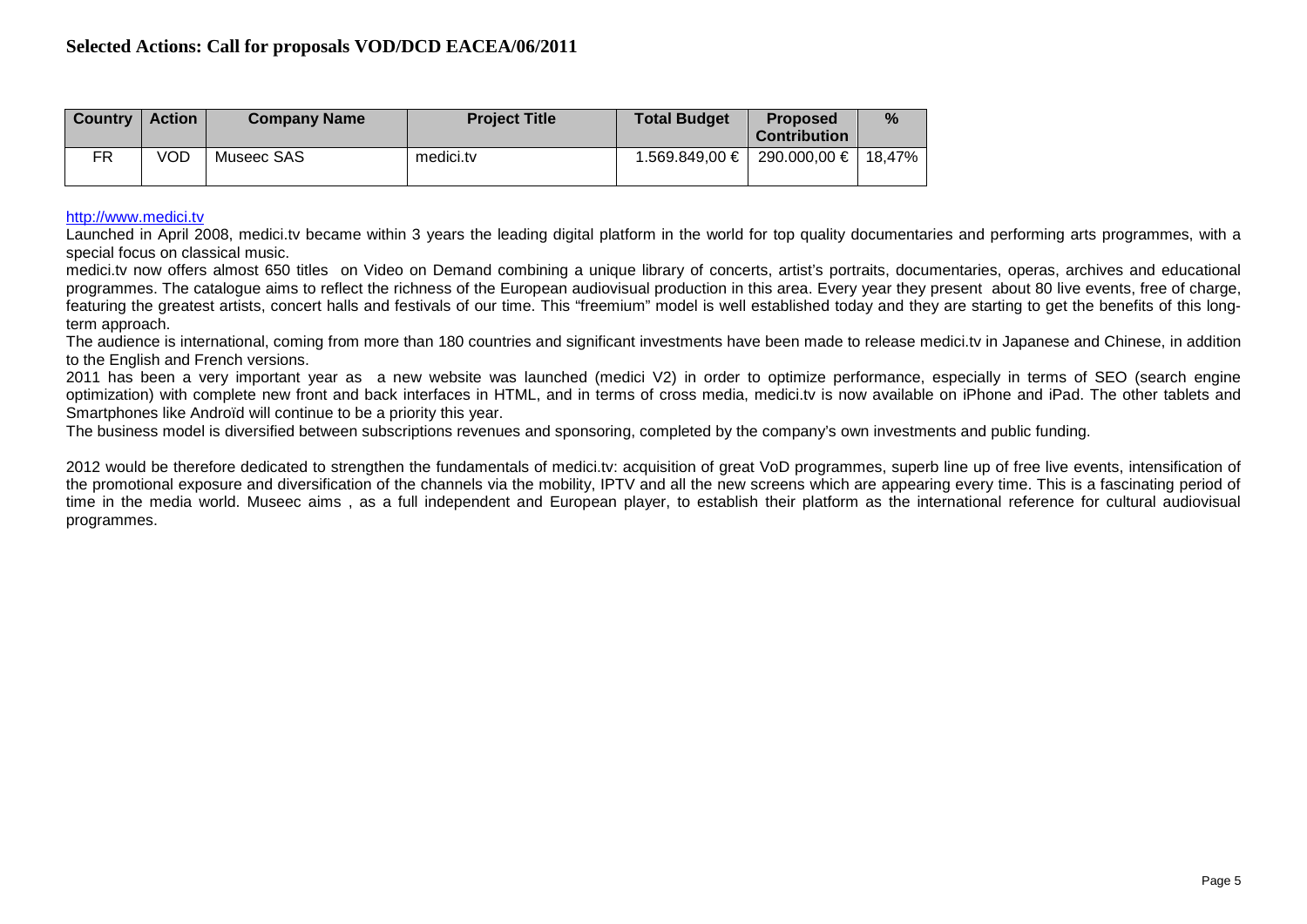## Selected Actions: Call for proposals VOD/DCD EACEA/06/2011

| Country | Action | Company Name | Project Title | Total Budget | Proposed Contribution | % |
|---|---|---|---|---|---|---|
| FR | VOD | Museec SAS | medici.tv | 1.569.849,00 € | 290.000,00 € | 18,47% |

http://www.medici.tv

Launched in April 2008, medici.tv became within 3 years the leading digital platform in the world for top quality documentaries and performing arts programmes, with a special focus on classical music.

medici.tv now offers almost 650 titles on Video on Demand combining a unique library of concerts, artist's portraits, documentaries, operas, archives and educational programmes. The catalogue aims to reflect the richness of the European audiovisual production in this area. Every year they present about 80 live events, free of charge, featuring the greatest artists, concert halls and festivals of our time. This "freemium" model is well established today and they are starting to get the benefits of this long-term approach.

The audience is international, coming from more than 180 countries and significant investments have been made to release medici.tv in Japanese and Chinese, in addition to the English and French versions.

2011 has been a very important year as a new website was launched (medici V2) in order to optimize performance, especially in terms of SEO (search engine optimization) with complete new front and back interfaces in HTML, and in terms of cross media, medici.tv is now available on iPhone and iPad. The other tablets and Smartphones like Androïd will continue to be a priority this year.

The business model is diversified between subscriptions revenues and sponsoring, completed by the company's own investments and public funding.

2012 would be therefore dedicated to strengthen the fundamentals of medici.tv: acquisition of great VoD programmes, superb line up of free live events, intensification of the promotional exposure and diversification of the channels via the mobility, IPTV and all the new screens which are appearing every time. This is a fascinating period of time in the media world. Museec aims , as a full independent and European player, to establish their platform as the international reference for cultural audiovisual programmes.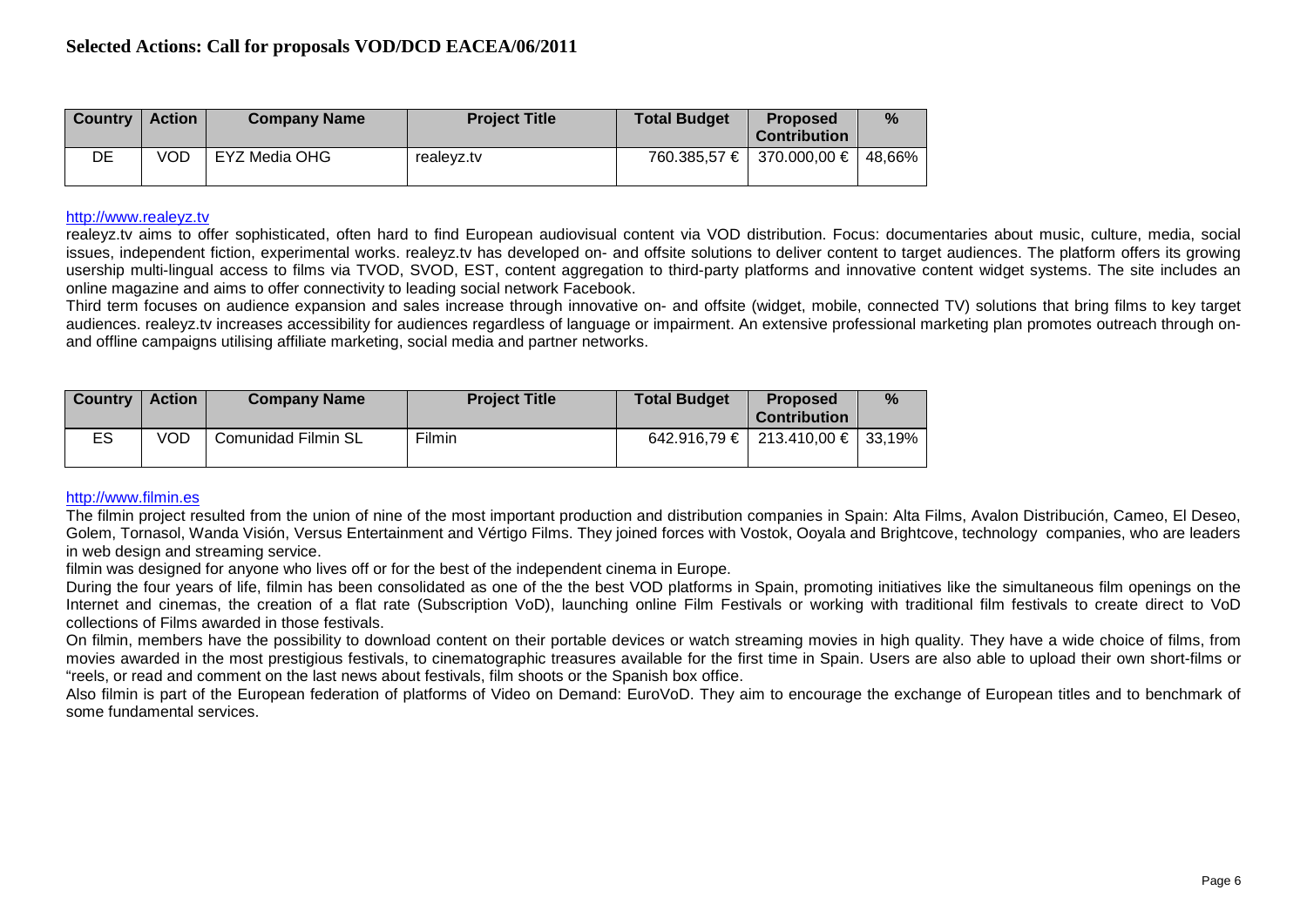## Selected Actions: Call for proposals VOD/DCD EACEA/06/2011

| Country | Action | Company Name | Project Title | Total Budget | Proposed Contribution | % |
|---|---|---|---|---|---|---|
| DE | VOD | EYZ Media OHG | realeyz.tv | 760.385,57 € | 370.000,00 € | 48,66% |

http://www.realeyz.tv

realeyz.tv aims to offer sophisticated, often hard to find European audiovisual content via VOD distribution. Focus: documentaries about music, culture, media, social issues, independent fiction, experimental works. realeyz.tv has developed on- and offsite solutions to deliver content to target audiences. The platform offers its growing usership multi-lingual access to films via TVOD, SVOD, EST, content aggregation to third-party platforms and innovative content widget systems. The site includes an online magazine and aims to offer connectivity to leading social network Facebook.

Third term focuses on audience expansion and sales increase through innovative on- and offsite (widget, mobile, connected TV) solutions that bring films to key target audiences. realeyz.tv increases accessibility for audiences regardless of language or impairment. An extensive professional marketing plan promotes outreach through on- and offline campaigns utilising affiliate marketing, social media and partner networks.

| Country | Action | Company Name | Project Title | Total Budget | Proposed Contribution | % |
|---|---|---|---|---|---|---|
| ES | VOD | Comunidad Filmin SL | Filmin | 642.916,79 € | 213.410,00 € | 33,19% |

http://www.filmin.es

The filmin project resulted from the union of nine of the most important production and distribution companies in Spain: Alta Films, Avalon Distribución, Cameo, El Deseo, Golem, Tornasol, Wanda Visión, Versus Entertainment and Vértigo Films. They joined forces with Vostok, Ooyala and Brightcove, technology companies, who are leaders in web design and streaming service.

filmin was designed for anyone who lives off or for the best of the independent cinema in Europe.

During the four years of life, filmin has been consolidated as one of the the best VOD platforms in Spain, promoting initiatives like the simultaneous film openings on the Internet and cinemas, the creation of a flat rate (Subscription VoD), launching online Film Festivals or working with traditional film festivals to create direct to VoD collections of Films awarded in those festivals.

On filmin, members have the possibility to download content on their portable devices or watch streaming movies in high quality. They have a wide choice of films, from movies awarded in the most prestigious festivals, to cinematographic treasures available for the first time in Spain. Users are also able to upload their own short-films or "reels, or read and comment on the last news about festivals, film shoots or the Spanish box office.

Also filmin is part of the European federation of platforms of Video on Demand: EuroVoD. They aim to encourage the exchange of European titles and to benchmark of some fundamental services.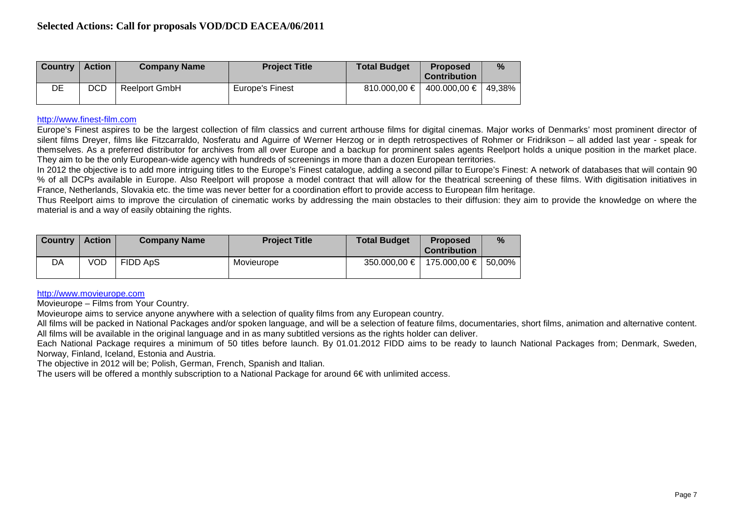# Selected Actions: Call for proposals VOD/DCD EACEA/06/2011

| Country | Action | Company Name | Project Title | Total Budget | Proposed Contribution | % |
|---|---|---|---|---|---|---|
| DE | DCD | Reelport GmbH | Europe's Finest | 810.000,00 € | 400.000,00 € | 49,38% |

http://www.finest-film.com

Europe's Finest aspires to be the largest collection of film classics and current arthouse films for digital cinemas. Major works of Denmarks' most prominent director of silent films Dreyer, films like Fitzcarraldo, Nosferatu and Aguirre of Werner Herzog or in depth retrospectives of Rohmer or Fridrikson – all added last year - speak for themselves. As a preferred distributor for archives from all over Europe and a backup for prominent sales agents Reelport holds a unique position in the market place. They aim to be the only European-wide agency with hundreds of screenings in more than a dozen European territories.

In 2012 the objective is to add more intriguing titles to the Europe's Finest catalogue, adding a second pillar to Europe's Finest: A network of databases that will contain 90 % of all DCPs available in Europe. Also Reelport will propose a model contract that will allow for the theatrical screening of these films. With digitisation initiatives in France, Netherlands, Slovakia etc. the time was never better for a coordination effort to provide access to European film heritage.

Thus Reelport aims to improve the circulation of cinematic works by addressing the main obstacles to their diffusion: they aim to provide the knowledge on where the material is and a way of easily obtaining the rights.

| Country | Action | Company Name | Project Title | Total Budget | Proposed Contribution | % |
|---|---|---|---|---|---|---|
| DA | VOD | FIDD ApS | Movieurope | 350.000,00 € | 175.000,00 € | 50,00% |

http://www.movieurope.com

Movieurope – Films from Your Country.

Movieurope aims to service anyone anywhere with a selection of quality films from any European country.

All films will be packed in National Packages and/or spoken language, and will be a selection of feature films, documentaries, short films, animation and alternative content. All films will be available in the original language and in as many subtitled versions as the rights holder can deliver.

Each National Package requires a minimum of 50 titles before launch. By 01.01.2012 FIDD aims to be ready to launch National Packages from; Denmark, Sweden, Norway, Finland, Iceland, Estonia and Austria.

The objective in 2012 will be; Polish, German, French, Spanish and Italian.

The users will be offered a monthly subscription to a National Package for around 6€ with unlimited access.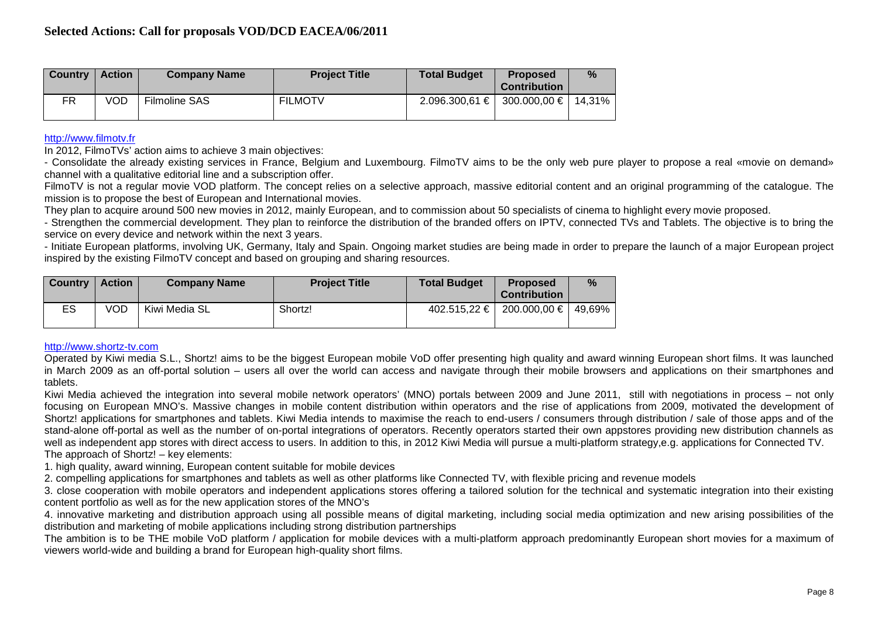## Selected Actions: Call for proposals VOD/DCD EACEA/06/2011

| Country | Action | Company Name | Project Title | Total Budget | Proposed Contribution | % |
|---|---|---|---|---|---|---|
| FR | VOD | Filmoline SAS | FILMOTV | 2.096.300,61 € | 300.000,00 € | 14,31% |

http://www.filmotv.fr

In 2012, FilmoTVs' action aims to achieve 3 main objectives:

- Consolidate the already existing services in France, Belgium and Luxembourg. FilmoTV aims to be the only web pure player to propose a real «movie on demand» channel with a qualitative editorial line and a subscription offer.

FilmoTV is not a regular movie VOD platform. The concept relies on a selective approach, massive editorial content and an original programming of the catalogue. The mission is to propose the best of European and International movies.

They plan to acquire around 500 new movies in 2012, mainly European, and to commission about 50 specialists of cinema to highlight every movie proposed.

- Strengthen the commercial development. They plan to reinforce the distribution of the branded offers on IPTV, connected TVs and Tablets. The objective is to bring the service on every device and network within the next 3 years.
- Initiate European platforms, involving UK, Germany, Italy and Spain. Ongoing market studies are being made in order to prepare the launch of a major European project inspired by the existing FilmoTV concept and based on grouping and sharing resources.

| Country | Action | Company Name | Project Title | Total Budget | Proposed Contribution | % |
|---|---|---|---|---|---|---|
| ES | VOD | Kiwi Media SL | Shortz! | 402.515,22 € | 200.000,00 € | 49,69% |

http://www.shortz-tv.com

Operated by Kiwi media S.L., Shortz! aims to be the biggest European mobile VoD offer presenting high quality and award winning European short films. It was launched in March 2009 as an off-portal solution – users all over the world can access and navigate through their mobile browsers and applications on their smartphones and tablets.

Kiwi Media achieved the integration into several mobile network operators' (MNO) portals between 2009 and June 2011, still with negotiations in process – not only focusing on European MNO's. Massive changes in mobile content distribution within operators and the rise of applications from 2009, motivated the development of Shortz! applications for smartphones and tablets. Kiwi Media intends to maximise the reach to end-users / consumers through distribution / sale of those apps and of the stand-alone off-portal as well as the number of on-portal integrations of operators. Recently operators started their own appstores providing new distribution channels as well as independent app stores with direct access to users. In addition to this, in 2012 Kiwi Media will pursue a multi-platform strategy,e.g. applications for Connected TV.

The approach of Shortz! – key elements:

1. high quality, award winning, European content suitable for mobile devices
2. compelling applications for smartphones and tablets as well as other platforms like Connected TV, with flexible pricing and revenue models
3. close cooperation with mobile operators and independent applications stores offering a tailored solution for the technical and systematic integration into their existing content portfolio as well as for the new application stores of the MNO's
4. innovative marketing and distribution approach using all possible means of digital marketing, including social media optimization and new arising possibilities of the distribution and marketing of mobile applications including strong distribution partnerships

The ambition is to be THE mobile VoD platform / application for mobile devices with a multi-platform approach predominantly European short movies for a maximum of viewers world-wide and building a brand for European high-quality short films.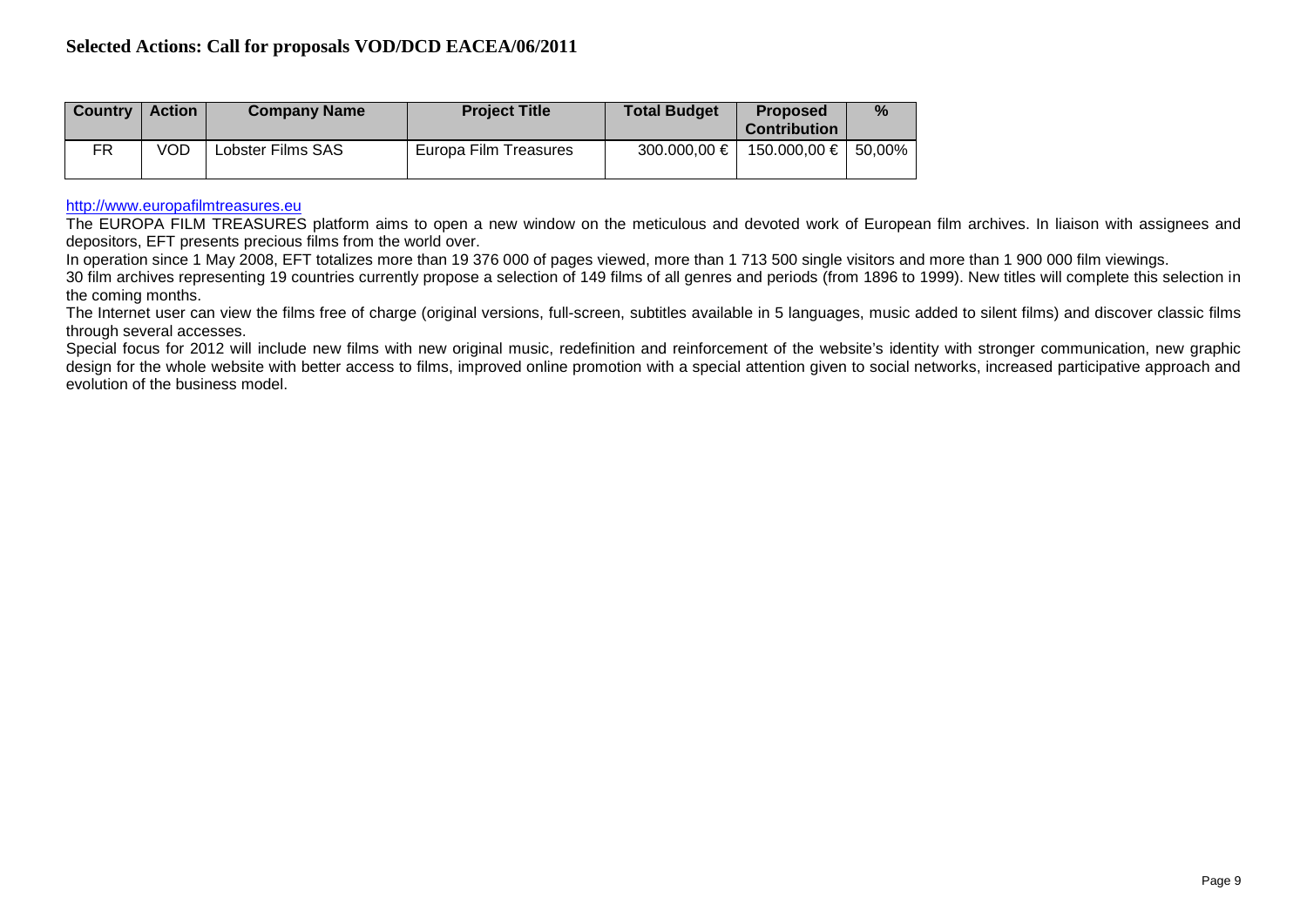## Selected Actions: Call for proposals VOD/DCD EACEA/06/2011

| Country | Action | Company Name | Project Title | Total Budget | Proposed Contribution | % |
|---|---|---|---|---|---|---|
| FR | VOD | Lobster Films SAS | Europa Film Treasures | 300.000,00 € | 150.000,00 € | 50,00% |

http://www.europafilmtreasures.eu

The EUROPA FILM TREASURES platform aims to open a new window on the meticulous and devoted work of European film archives. In liaison with assignees and depositors, EFT presents precious films from the world over.

In operation since 1 May 2008, EFT totalizes more than 19 376 000 of pages viewed, more than 1 713 500 single visitors and more than 1 900 000 film viewings.

30 film archives representing 19 countries currently propose a selection of 149 films of all genres and periods (from 1896 to 1999). New titles will complete this selection in the coming months.

The Internet user can view the films free of charge (original versions, full-screen, subtitles available in 5 languages, music added to silent films) and discover classic films through several accesses.

Special focus for 2012 will include new films with new original music, redefinition and reinforcement of the website's identity with stronger communication, new graphic design for the whole website with better access to films, improved online promotion with a special attention given to social networks, increased participative approach and evolution of the business model.